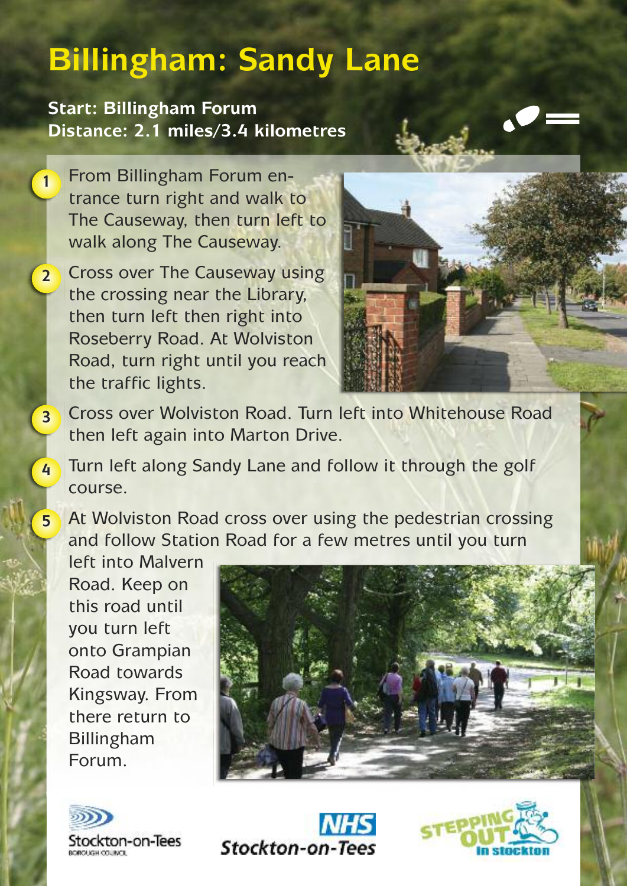# Billingham: Sandy Lane

**Start: Billingham Forum**
**Distance: 2.1 miles/3.4 kilometres**

1. From Billingham Forum entrance turn right and walk to The Causeway, then turn left to walk along The Causeway.
2. Cross over The Causeway using the crossing near the Library, then turn left then right into Roseberry Road. At Wolviston Road, turn right until you reach the traffic lights.
3. Cross over Wolviston Road. Turn left into Whitehouse Road then left again into Marton Drive.
4. Turn left along Sandy Lane and follow it through the golf course.
5. At Wolviston Road cross over using the pedestrian crossing and follow Station Road for a few metres until you turn left into Malvern Road. Keep on this road until you turn left onto Grampian Road towards Kingsway. From there return to Billingham Forum.

Stockton-on-Tees Borough Council

NHS Stockton-on-Tees

Stepping Out in Stockton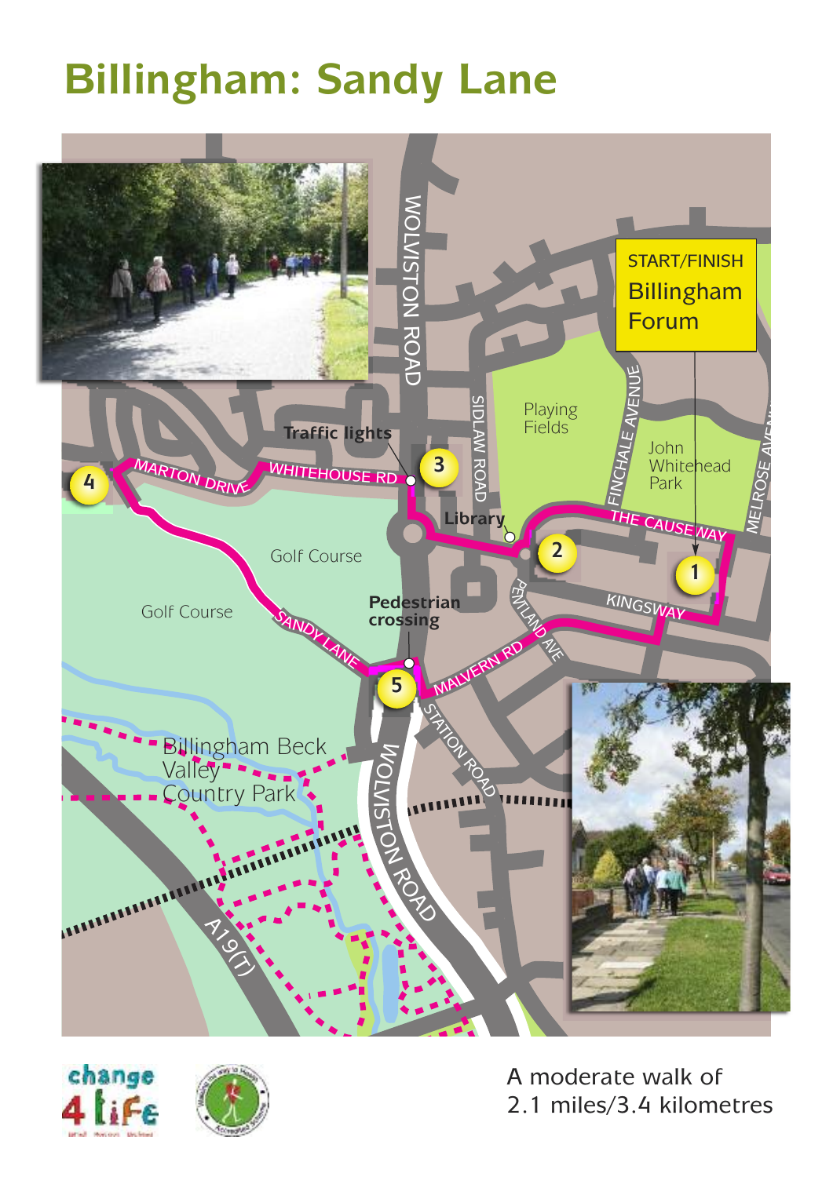# Billingham: Sandy Lane

START/FINISH
Billingham Forum

WOLVISTON ROAD
Traffic lights
MARTON DRIVE
WHITEHOUSE RD
SIDLAW ROAD
Playing Fields
FINCHALE AVENUE
John Whitehead Park
MELROSE AVENUE
Library
THE CAUSEWAY
Golf Course
Golf Course
PENTLAND AVE
KINGSWAY
Pedestrian crossing
SANDY LANE
MALVERN RD
STATION ROAD
Billingham Beck Valley Country Park
WOLVISTON ROAD
A19(T)

1
2
3
4
5

A moderate walk of 2.1 miles/3.4 kilometres